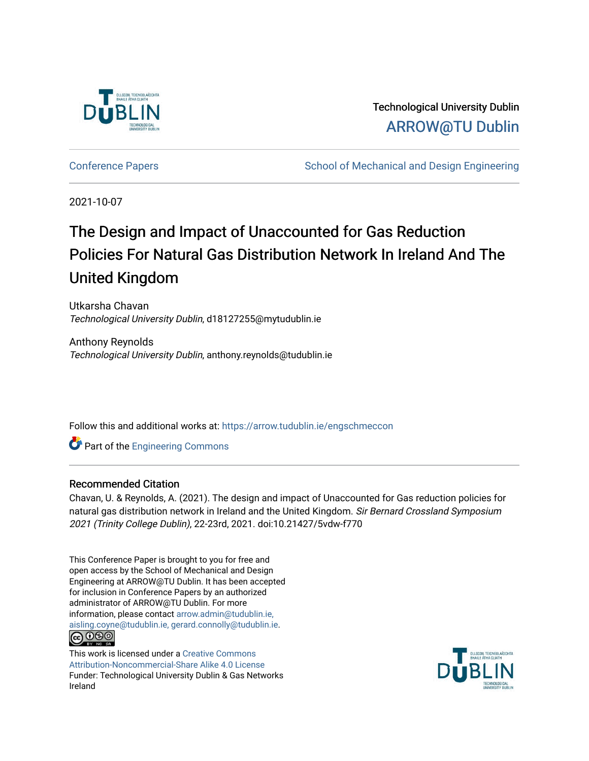Technological University Dublin

ARROW@TU Dublin

Conference Papers

School of Mechanical and Design Engineering

2021-10-07

# The Design and Impact of Unaccounted for Gas Reduction Policies For Natural Gas Distribution Network In Ireland And The United Kingdom

Utkarsha Chavan
*Technological University Dublin*, d18127255@mytudublin.ie

Anthony Reynolds
*Technological University Dublin*, anthony.reynolds@tudublin.ie

Follow this and additional works at: https://arrow.tudublin.ie/engschmeccon

Part of the Engineering Commons

## Recommended Citation

Chavan, U. & Reynolds, A. (2021). The design and impact of Unaccounted for Gas reduction policies for natural gas distribution network in Ireland and the United Kingdom. *Sir Bernard Crossland Symposium 2021 (Trinity College Dublin)*, 22-23rd, 2021. doi:10.21427/5vdw-f770

This Conference Paper is brought to you for free and open access by the School of Mechanical and Design Engineering at ARROW@TU Dublin. It has been accepted for inclusion in Conference Papers by an authorized administrator of ARROW@TU Dublin. For more information, please contact arrow.admin@tudublin.ie, aisling.coyne@tudublin.ie, gerard.connolly@tudublin.ie.

This work is licensed under a Creative Commons Attribution-Noncommercial-Share Alike 4.0 License
Funder: Technological University Dublin & Gas Networks Ireland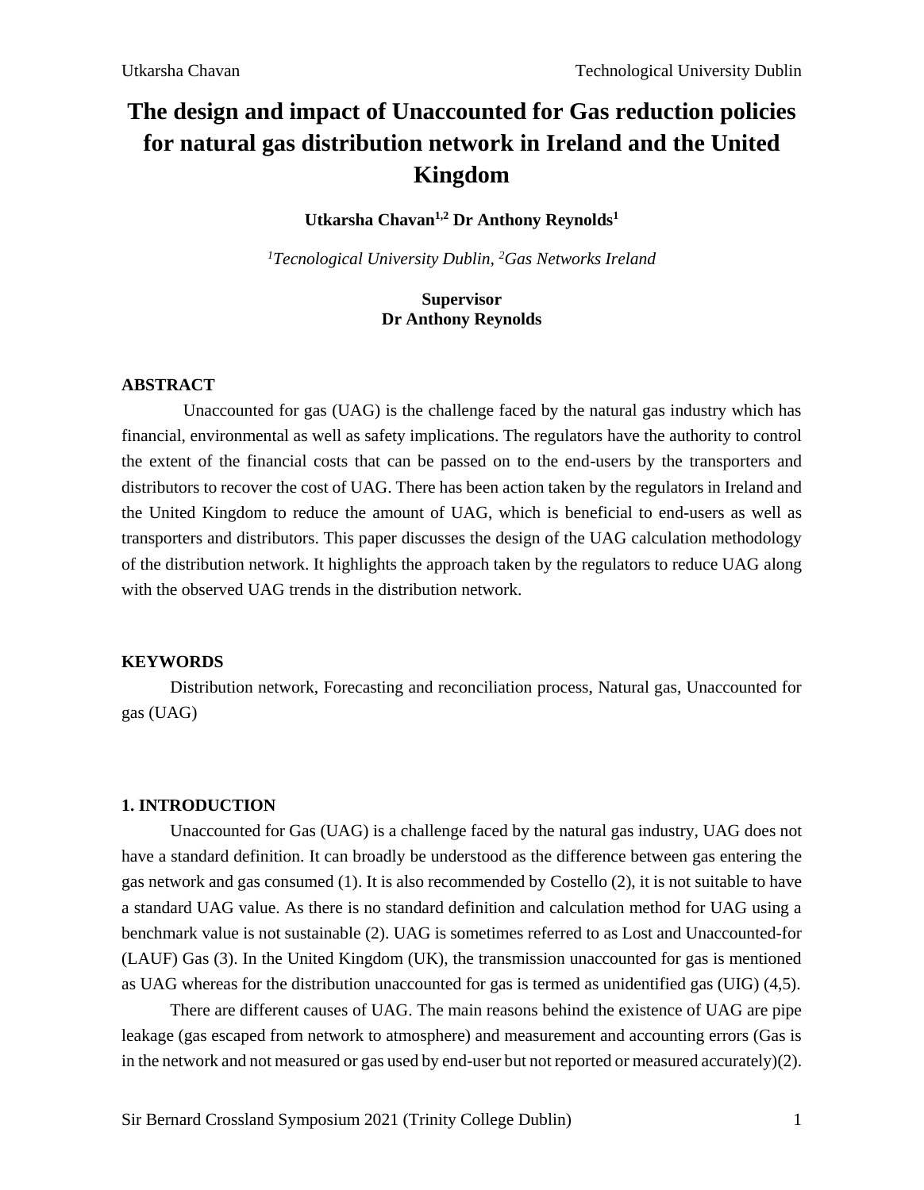# The design and impact of Unaccounted for Gas reduction policies for natural gas distribution network in Ireland and the United Kingdom

**Utkarsha Chavan[1,2] Dr Anthony Reynolds[1]**

*[1]Tecnological University Dublin, [2]Gas Networks Ireland*

**Supervisor**
**Dr Anthony Reynolds**

**ABSTRACT**

Unaccounted for gas (UAG) is the challenge faced by the natural gas industry which has financial, environmental as well as safety implications. The regulators have the authority to control the extent of the financial costs that can be passed on to the end-users by the transporters and distributors to recover the cost of UAG. There has been action taken by the regulators in Ireland and the United Kingdom to reduce the amount of UAG, which is beneficial to end-users as well as transporters and distributors. This paper discusses the design of the UAG calculation methodology of the distribution network. It highlights the approach taken by the regulators to reduce UAG along with the observed UAG trends in the distribution network.

**KEYWORDS**

Distribution network, Forecasting and reconciliation process, Natural gas, Unaccounted for gas (UAG)

## 1. INTRODUCTION

Unaccounted for Gas (UAG) is a challenge faced by the natural gas industry, UAG does not have a standard definition. It can broadly be understood as the difference between gas entering the gas network and gas consumed (1). It is also recommended by Costello (2), it is not suitable to have a standard UAG value. As there is no standard definition and calculation method for UAG using a benchmark value is not sustainable (2). UAG is sometimes referred to as Lost and Unaccounted-for (LAUF) Gas (3). In the United Kingdom (UK), the transmission unaccounted for gas is mentioned as UAG whereas for the distribution unaccounted for gas is termed as unidentified gas (UIG) (4,5).

There are different causes of UAG. The main reasons behind the existence of UAG are pipe leakage (gas escaped from network to atmosphere) and measurement and accounting errors (Gas is in the network and not measured or gas used by end-user but not reported or measured accurately)(2).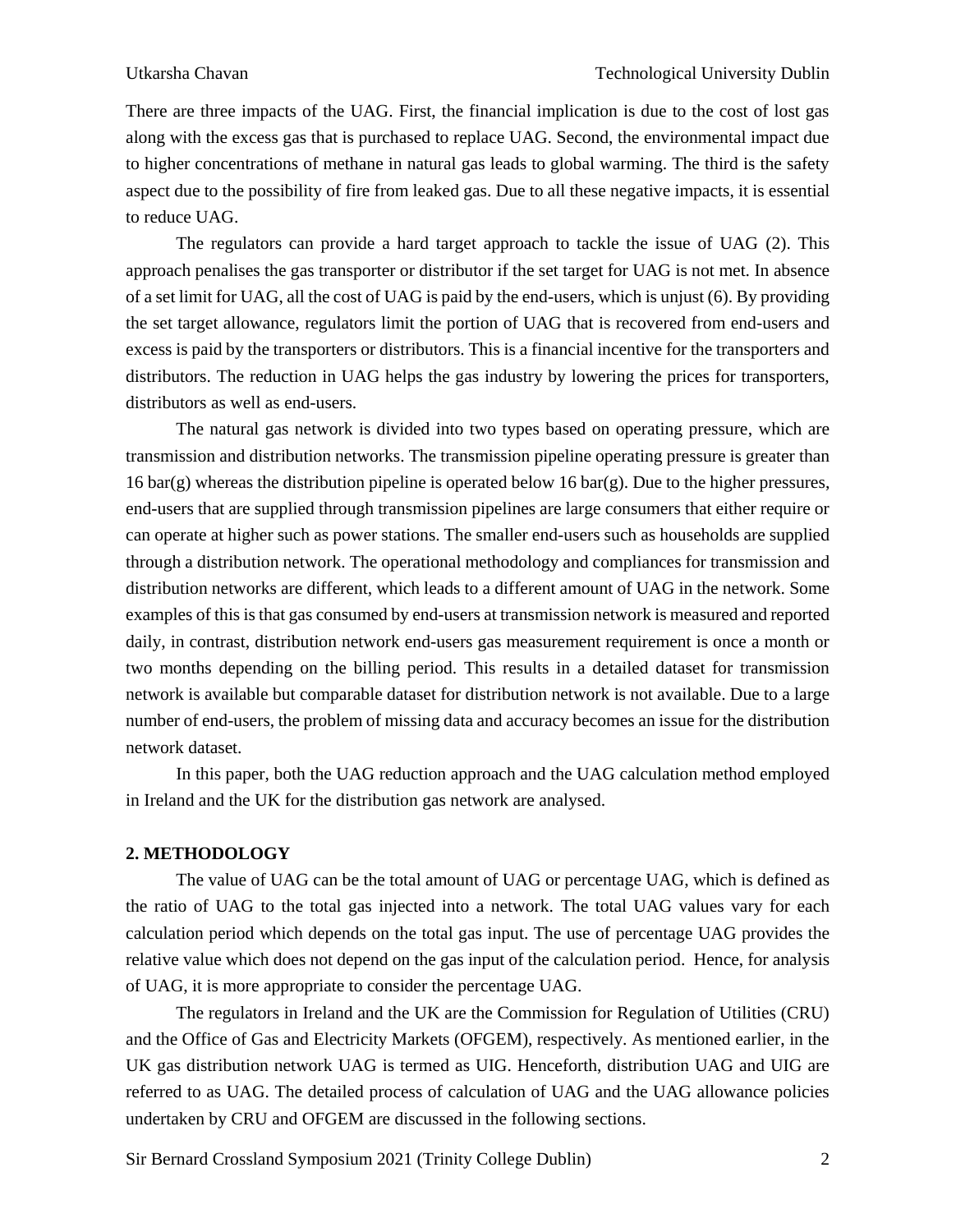There are three impacts of the UAG. First, the financial implication is due to the cost of lost gas along with the excess gas that is purchased to replace UAG. Second, the environmental impact due to higher concentrations of methane in natural gas leads to global warming. The third is the safety aspect due to the possibility of fire from leaked gas. Due to all these negative impacts, it is essential to reduce UAG.

The regulators can provide a hard target approach to tackle the issue of UAG (2). This approach penalises the gas transporter or distributor if the set target for UAG is not met. In absence of a set limit for UAG, all the cost of UAG is paid by the end-users, which is unjust (6). By providing the set target allowance, regulators limit the portion of UAG that is recovered from end-users and excess is paid by the transporters or distributors. This is a financial incentive for the transporters and distributors. The reduction in UAG helps the gas industry by lowering the prices for transporters, distributors as well as end-users.

The natural gas network is divided into two types based on operating pressure, which are transmission and distribution networks. The transmission pipeline operating pressure is greater than 16 bar(g) whereas the distribution pipeline is operated below 16 bar(g). Due to the higher pressures, end-users that are supplied through transmission pipelines are large consumers that either require or can operate at higher such as power stations. The smaller end-users such as households are supplied through a distribution network. The operational methodology and compliances for transmission and distribution networks are different, which leads to a different amount of UAG in the network. Some examples of this is that gas consumed by end-users at transmission network is measured and reported daily, in contrast, distribution network end-users gas measurement requirement is once a month or two months depending on the billing period. This results in a detailed dataset for transmission network is available but comparable dataset for distribution network is not available. Due to a large number of end-users, the problem of missing data and accuracy becomes an issue for the distribution network dataset.

In this paper, both the UAG reduction approach and the UAG calculation method employed in Ireland and the UK for the distribution gas network are analysed.

## 2. METHODOLOGY

The value of UAG can be the total amount of UAG or percentage UAG, which is defined as the ratio of UAG to the total gas injected into a network. The total UAG values vary for each calculation period which depends on the total gas input. The use of percentage UAG provides the relative value which does not depend on the gas input of the calculation period. Hence, for analysis of UAG, it is more appropriate to consider the percentage UAG.

The regulators in Ireland and the UK are the Commission for Regulation of Utilities (CRU) and the Office of Gas and Electricity Markets (OFGEM), respectively. As mentioned earlier, in the UK gas distribution network UAG is termed as UIG. Henceforth, distribution UAG and UIG are referred to as UAG. The detailed process of calculation of UAG and the UAG allowance policies undertaken by CRU and OFGEM are discussed in the following sections.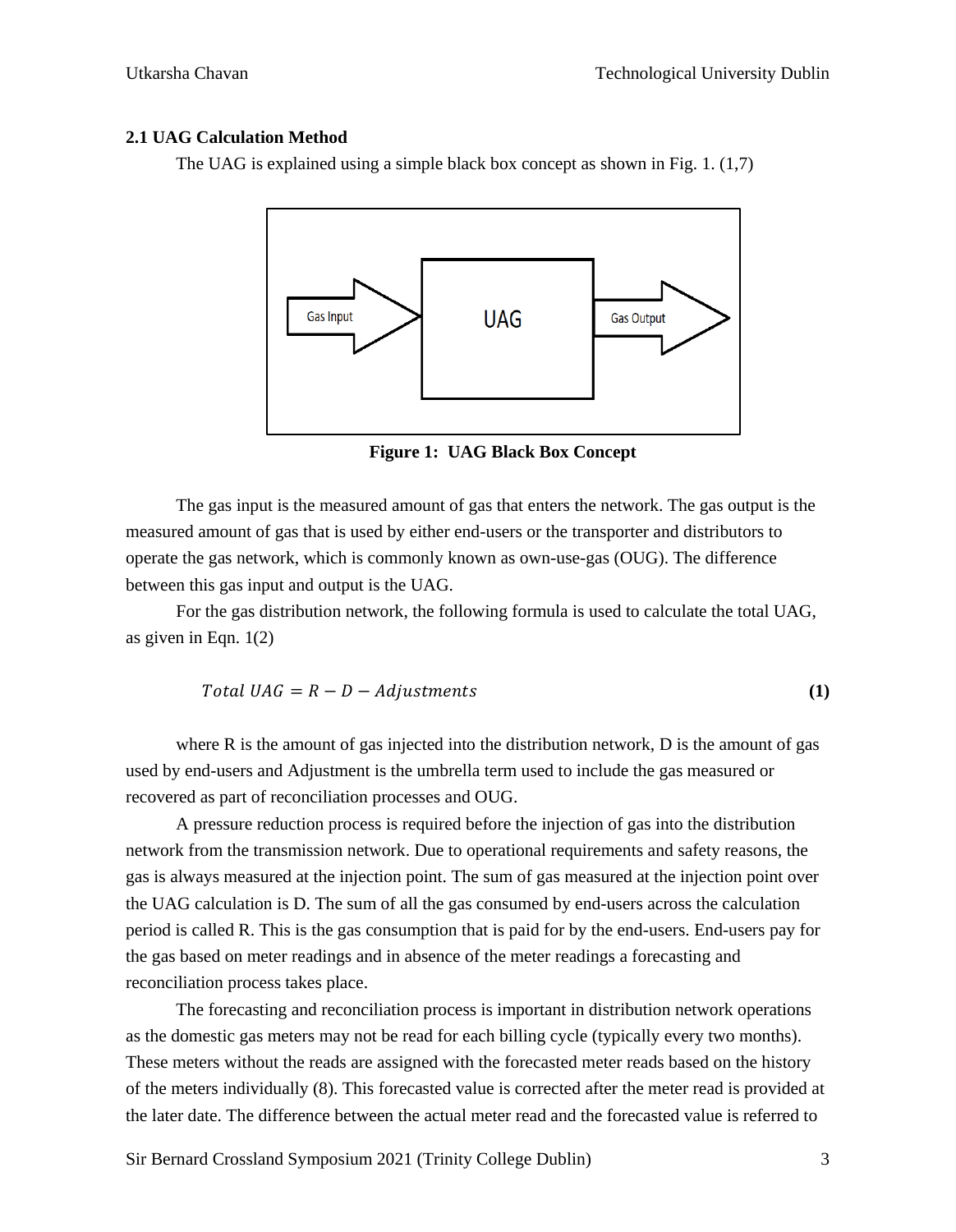### 2.1 UAG Calculation Method

The UAG is explained using a simple black box concept as shown in Fig. 1. (1,7)

**Figure 1: UAG Black Box Concept**

The gas input is the measured amount of gas that enters the network. The gas output is the measured amount of gas that is used by either end-users or the transporter and distributors to operate the gas network, which is commonly known as own-use-gas (OUG). The difference between this gas input and output is the UAG.

For the gas distribution network, the following formula is used to calculate the total UAG, as given in Eqn. 1(2)

$$Total\ UAG = R - D - Adjustments \tag{1}$$

where R is the amount of gas injected into the distribution network, D is the amount of gas used by end-users and Adjustment is the umbrella term used to include the gas measured or recovered as part of reconciliation processes and OUG.

A pressure reduction process is required before the injection of gas into the distribution network from the transmission network. Due to operational requirements and safety reasons, the gas is always measured at the injection point. The sum of gas measured at the injection point over the UAG calculation is D. The sum of all the gas consumed by end-users across the calculation period is called R. This is the gas consumption that is paid for by the end-users. End-users pay for the gas based on meter readings and in absence of the meter readings a forecasting and reconciliation process takes place.

The forecasting and reconciliation process is important in distribution network operations as the domestic gas meters may not be read for each billing cycle (typically every two months). These meters without the reads are assigned with the forecasted meter reads based on the history of the meters individually (8). This forecasted value is corrected after the meter read is provided at the later date. The difference between the actual meter read and the forecasted value is referred to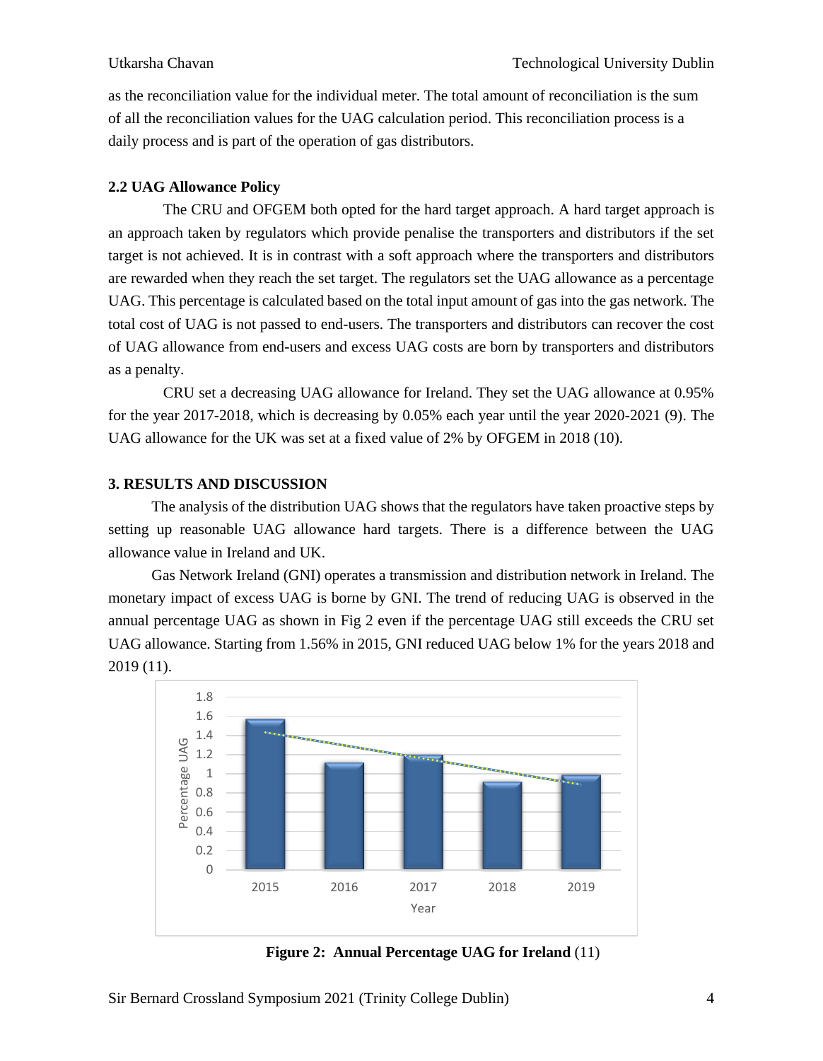as the reconciliation value for the individual meter. The total amount of reconciliation is the sum of all the reconciliation values for the UAG calculation period. This reconciliation process is a daily process and is part of the operation of gas distributors.

### 2.2 UAG Allowance Policy

The CRU and OFGEM both opted for the hard target approach. A hard target approach is an approach taken by regulators which provide penalise the transporters and distributors if the set target is not achieved. It is in contrast with a soft approach where the transporters and distributors are rewarded when they reach the set target. The regulators set the UAG allowance as a percentage UAG. This percentage is calculated based on the total input amount of gas into the gas network. The total cost of UAG is not passed to end-users. The transporters and distributors can recover the cost of UAG allowance from end-users and excess UAG costs are born by transporters and distributors as a penalty.

CRU set a decreasing UAG allowance for Ireland. They set the UAG allowance at 0.95% for the year 2017-2018, which is decreasing by 0.05% each year until the year 2020-2021 (9). The UAG allowance for the UK was set at a fixed value of 2% by OFGEM in 2018 (10).

## 3. RESULTS AND DISCUSSION

The analysis of the distribution UAG shows that the regulators have taken proactive steps by setting up reasonable UAG allowance hard targets. There is a difference between the UAG allowance value in Ireland and UK.

Gas Network Ireland (GNI) operates a transmission and distribution network in Ireland. The monetary impact of excess UAG is borne by GNI. The trend of reducing UAG is observed in the annual percentage UAG as shown in Fig 2 even if the percentage UAG still exceeds the CRU set UAG allowance. Starting from 1.56% in 2015, GNI reduced UAG below 1% for the years 2018 and 2019 (11).

**Figure 2: Annual Percentage UAG for Ireland** (11)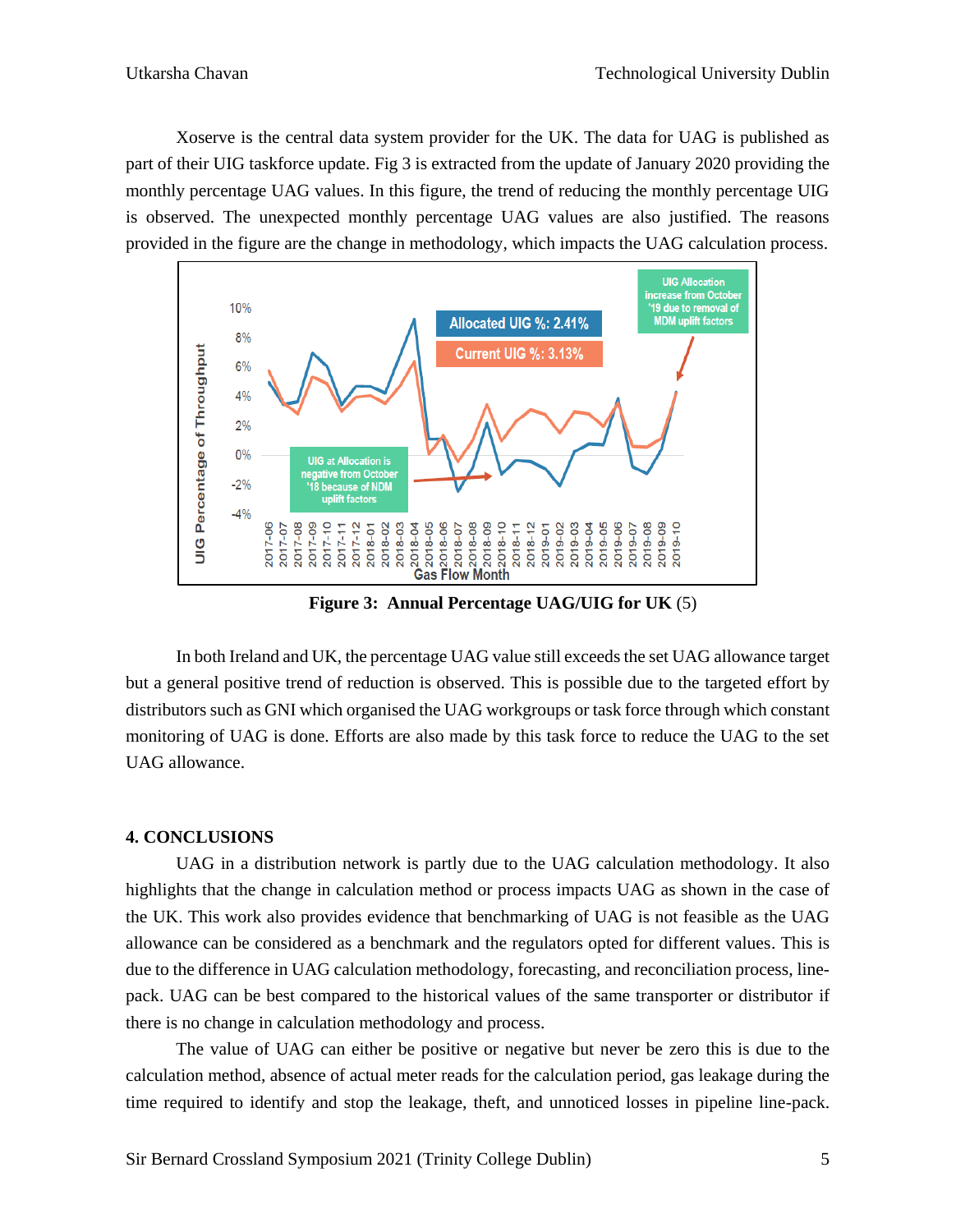Xoserve is the central data system provider for the UK. The data for UAG is published as part of their UIG taskforce update. Fig 3 is extracted from the update of January 2020 providing the monthly percentage UAG values. In this figure, the trend of reducing the monthly percentage UIG is observed. The unexpected monthly percentage UAG values are also justified. The reasons provided in the figure are the change in methodology, which impacts the UAG calculation process.

**Figure 3: Annual Percentage UAG/UIG for UK** (5)

In both Ireland and UK, the percentage UAG value still exceeds the set UAG allowance target but a general positive trend of reduction is observed. This is possible due to the targeted effort by distributors such as GNI which organised the UAG workgroups or task force through which constant monitoring of UAG is done. Efforts are also made by this task force to reduce the UAG to the set UAG allowance.

## 4. CONCLUSIONS

UAG in a distribution network is partly due to the UAG calculation methodology. It also highlights that the change in calculation method or process impacts UAG as shown in the case of the UK. This work also provides evidence that benchmarking of UAG is not feasible as the UAG allowance can be considered as a benchmark and the regulators opted for different values. This is due to the difference in UAG calculation methodology, forecasting, and reconciliation process, line-pack. UAG can be best compared to the historical values of the same transporter or distributor if there is no change in calculation methodology and process.

The value of UAG can either be positive or negative but never be zero this is due to the calculation method, absence of actual meter reads for the calculation period, gas leakage during the time required to identify and stop the leakage, theft, and unnoticed losses in pipeline line-pack.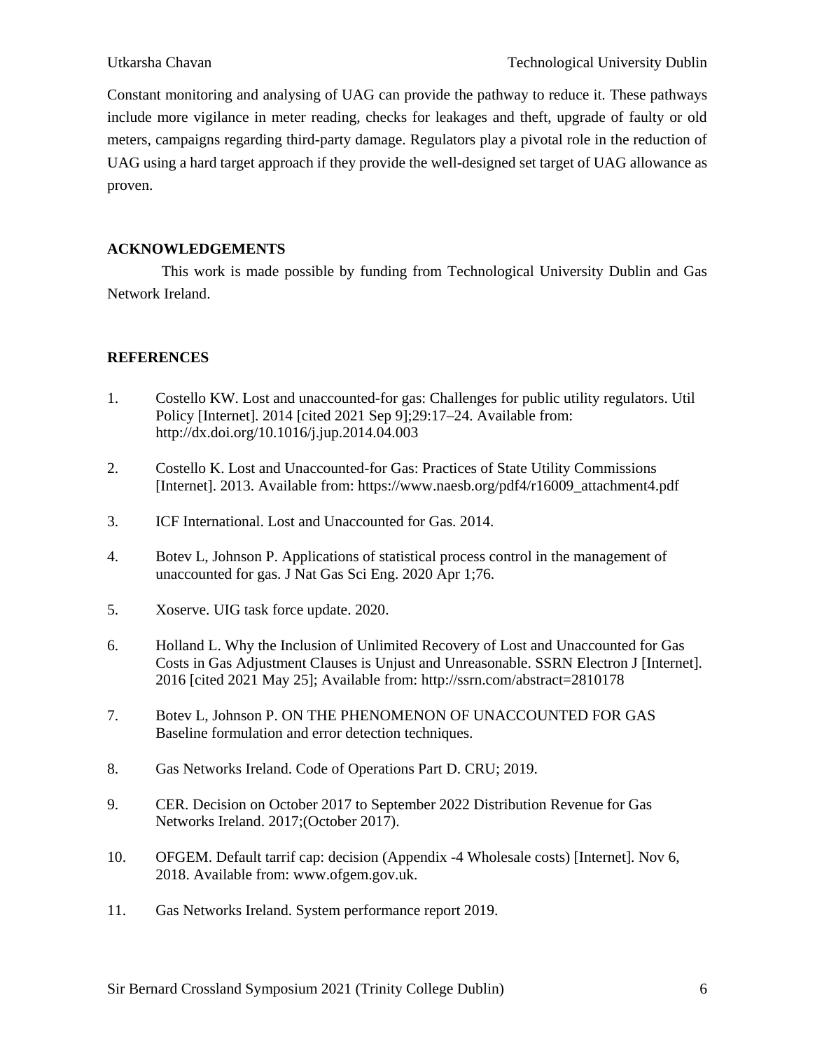Constant monitoring and analysing of UAG can provide the pathway to reduce it. These pathways include more vigilance in meter reading, checks for leakages and theft, upgrade of faulty or old meters, campaigns regarding third-party damage. Regulators play a pivotal role in the reduction of UAG using a hard target approach if they provide the well-designed set target of UAG allowance as proven.

## ACKNOWLEDGEMENTS

This work is made possible by funding from Technological University Dublin and Gas Network Ireland.

## REFERENCES

1. Costello KW. Lost and unaccounted-for gas: Challenges for public utility regulators. Util Policy [Internet]. 2014 [cited 2021 Sep 9];29:17–24. Available from: http://dx.doi.org/10.1016/j.jup.2014.04.003
2. Costello K. Lost and Unaccounted-for Gas: Practices of State Utility Commissions [Internet]. 2013. Available from: https://www.naesb.org/pdf4/r16009_attachment4.pdf
3. ICF International. Lost and Unaccounted for Gas. 2014.
4. Botev L, Johnson P. Applications of statistical process control in the management of unaccounted for gas. J Nat Gas Sci Eng. 2020 Apr 1;76.
5. Xoserve. UIG task force update. 2020.
6. Holland L. Why the Inclusion of Unlimited Recovery of Lost and Unaccounted for Gas Costs in Gas Adjustment Clauses is Unjust and Unreasonable. SSRN Electron J [Internet]. 2016 [cited 2021 May 25]; Available from: http://ssrn.com/abstract=2810178
7. Botev L, Johnson P. ON THE PHENOMENON OF UNACCOUNTED FOR GAS Baseline formulation and error detection techniques.
8. Gas Networks Ireland. Code of Operations Part D. CRU; 2019.
9. CER. Decision on October 2017 to September 2022 Distribution Revenue for Gas Networks Ireland. 2017;(October 2017).
10. OFGEM. Default tarrif cap: decision (Appendix -4 Wholesale costs) [Internet]. Nov 6, 2018. Available from: www.ofgem.gov.uk.
11. Gas Networks Ireland. System performance report 2019.